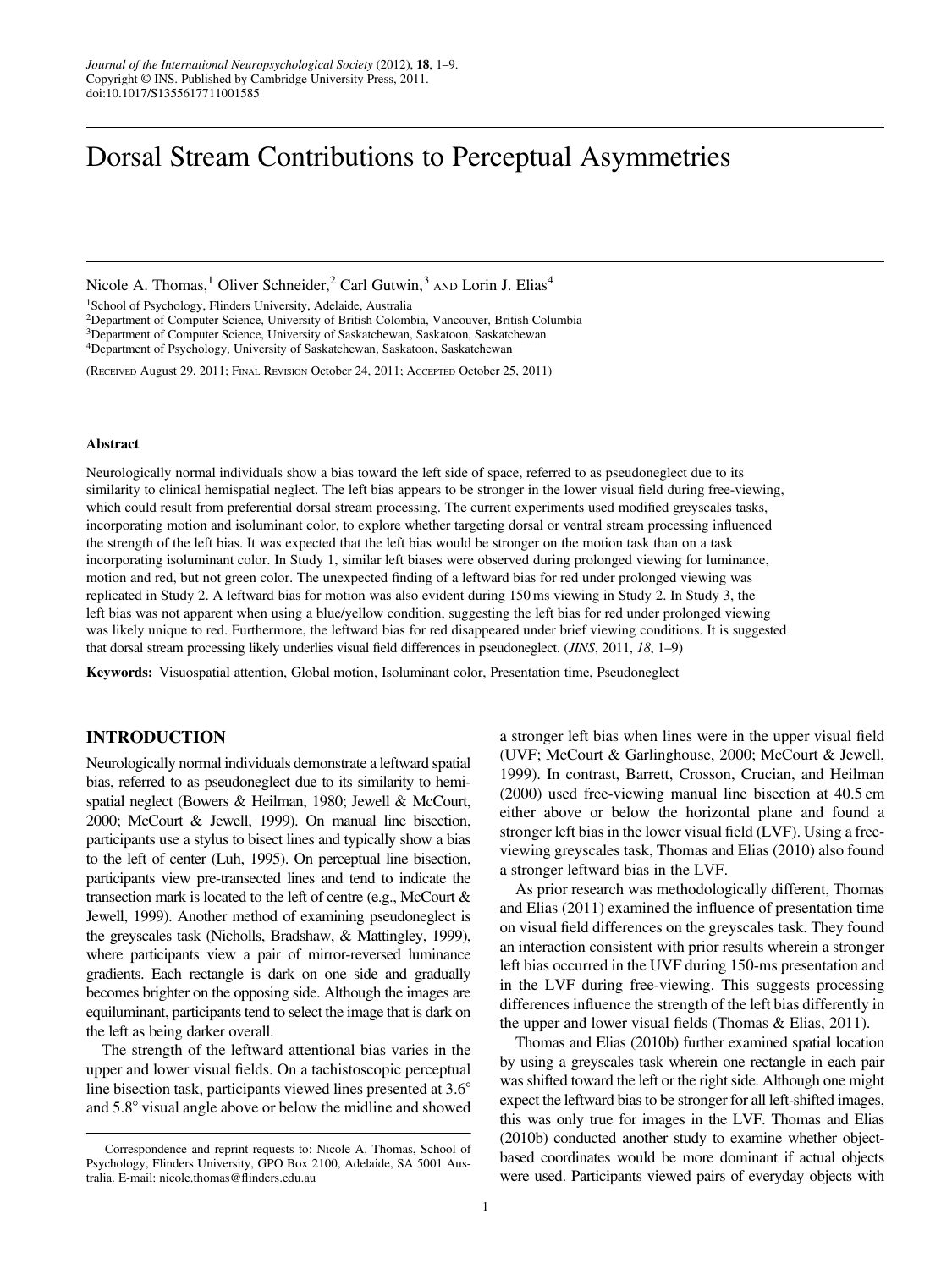# Dorsal Stream Contributions to Perceptual Asymmetries

Nicole A. Thomas,[1] Oliver Schneider,[2] Carl Gutwin,[3] AND Lorin J. Elias[4]

[1]School of Psychology, Flinders University, Adelaide, Australia
[2]Department of Computer Science, University of British Colombia, Vancouver, British Columbia
[3]Department of Computer Science, University of Saskatchewan, Saskatoon, Saskatchewan
[4]Department of Psychology, University of Saskatchewan, Saskatoon, Saskatchewan

(RECEIVED August 29, 2011; FINAL REVISION October 24, 2011; ACCEPTED October 25, 2011)

#### Abstract

Neurologically normal individuals show a bias toward the left side of space, referred to as pseudoneglect due to its similarity to clinical hemispatial neglect. The left bias appears to be stronger in the lower visual field during free-viewing, which could result from preferential dorsal stream processing. The current experiments used modified greyscales tasks, incorporating motion and isoluminant color, to explore whether targeting dorsal or ventral stream processing influenced the strength of the left bias. It was expected that the left bias would be stronger on the motion task than on a task incorporating isoluminant color. In Study 1, similar left biases were observed during prolonged viewing for luminance, motion and red, but not green color. The unexpected finding of a leftward bias for red under prolonged viewing was replicated in Study 2. A leftward bias for motion was also evident during 150 ms viewing in Study 2. In Study 3, the left bias was not apparent when using a blue/yellow condition, suggesting the left bias for red under prolonged viewing was likely unique to red. Furthermore, the leftward bias for red disappeared under brief viewing conditions. It is suggested that dorsal stream processing likely underlies visual field differences in pseudoneglect. (*JINS*, 2011, *18*, 1–9)

**Keywords:** Visuospatial attention, Global motion, Isoluminant color, Presentation time, Pseudoneglect

## INTRODUCTION

Neurologically normal individuals demonstrate a leftward spatial bias, referred to as pseudoneglect due to its similarity to hemispatial neglect (Bowers & Heilman, 1980; Jewell & McCourt, 2000; McCourt & Jewell, 1999). On manual line bisection, participants use a stylus to bisect lines and typically show a bias to the left of center (Luh, 1995). On perceptual line bisection, participants view pre-transected lines and tend to indicate the transection mark is located to the left of centre (e.g., McCourt & Jewell, 1999). Another method of examining pseudoneglect is the greyscales task (Nicholls, Bradshaw, & Mattingley, 1999), where participants view a pair of mirror-reversed luminance gradients. Each rectangle is dark on one side and gradually becomes brighter on the opposing side. Although the images are equiluminant, participants tend to select the image that is dark on the left as being darker overall.

The strength of the leftward attentional bias varies in the upper and lower visual fields. On a tachistoscopic perceptual line bisection task, participants viewed lines presented at 3.6° and 5.8° visual angle above or below the midline and showed a stronger left bias when lines were in the upper visual field (UVF; McCourt & Garlinghouse, 2000; McCourt & Jewell, 1999). In contrast, Barrett, Crosson, Crucian, and Heilman (2000) used free-viewing manual line bisection at 40.5 cm either above or below the horizontal plane and found a stronger left bias in the lower visual field (LVF). Using a free-viewing greyscales task, Thomas and Elias (2010) also found a stronger leftward bias in the LVF.

As prior research was methodologically different, Thomas and Elias (2011) examined the influence of presentation time on visual field differences on the greyscales task. They found an interaction consistent with prior results wherein a stronger left bias occurred in the UVF during 150-ms presentation and in the LVF during free-viewing. This suggests processing differences influence the strength of the left bias differently in the upper and lower visual fields (Thomas & Elias, 2011).

Thomas and Elias (2010b) further examined spatial location by using a greyscales task wherein one rectangle in each pair was shifted toward the left or the right side. Although one might expect the leftward bias to be stronger for all left-shifted images, this was only true for images in the LVF. Thomas and Elias (2010b) conducted another study to examine whether object-based coordinates would be more dominant if actual objects were used. Participants viewed pairs of everyday objects with

Correspondence and reprint requests to: Nicole A. Thomas, School of Psychology, Flinders University, GPO Box 2100, Adelaide, SA 5001 Australia. E-mail: nicole.thomas@flinders.edu.au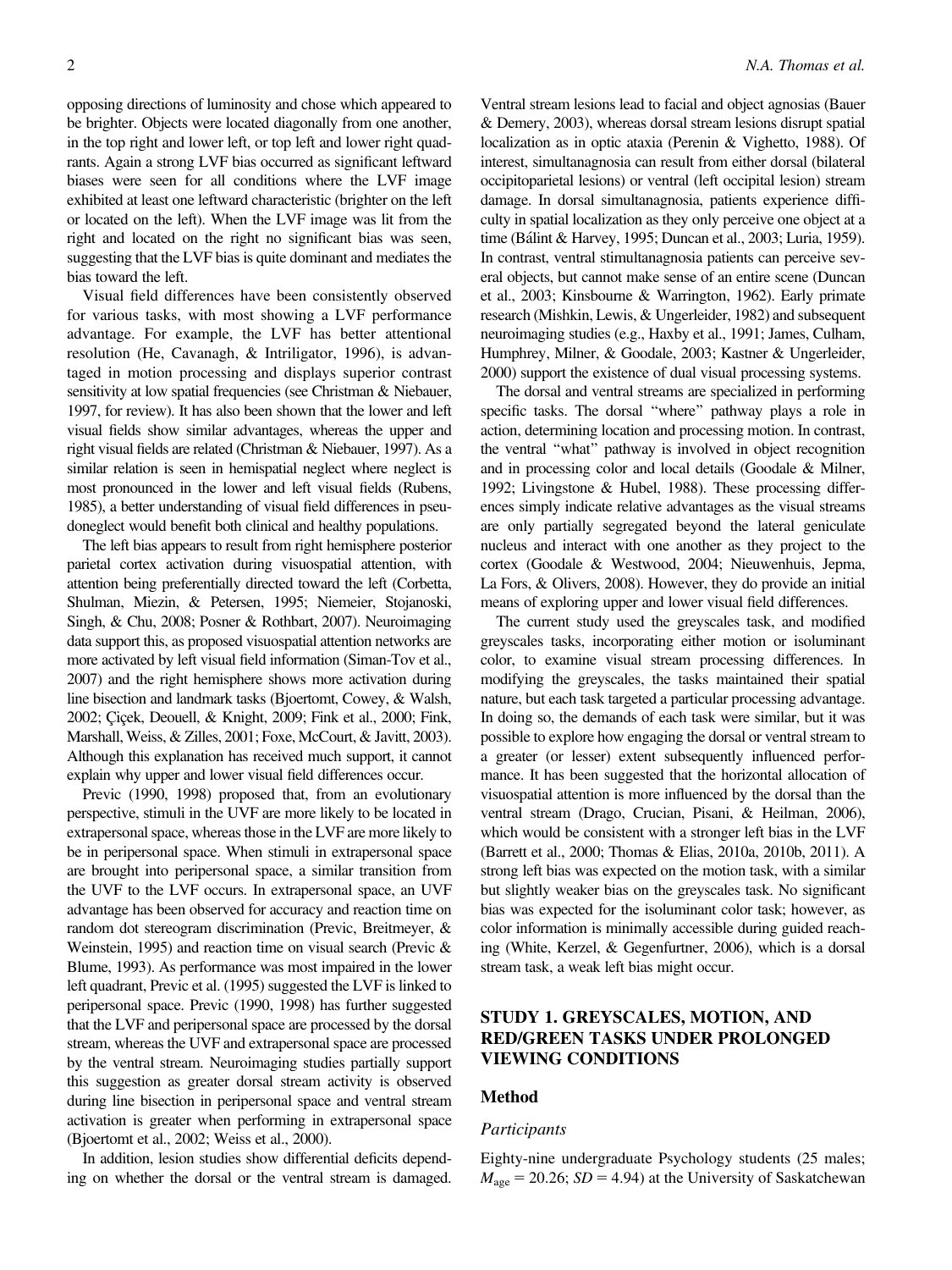opposing directions of luminosity and chose which appeared to be brighter. Objects were located diagonally from one another, in the top right and lower left, or top left and lower right quadrants. Again a strong LVF bias occurred as significant leftward biases were seen for all conditions where the LVF image exhibited at least one leftward characteristic (brighter on the left or located on the left). When the LVF image was lit from the right and located on the right no significant bias was seen, suggesting that the LVF bias is quite dominant and mediates the bias toward the left.

Visual field differences have been consistently observed for various tasks, with most showing a LVF performance advantage. For example, the LVF has better attentional resolution (He, Cavanagh, & Intriligator, 1996), is advantaged in motion processing and displays superior contrast sensitivity at low spatial frequencies (see Christman & Niebauer, 1997, for review). It has also been shown that the lower and left visual fields show similar advantages, whereas the upper and right visual fields are related (Christman & Niebauer, 1997). As a similar relation is seen in hemispatial neglect where neglect is most pronounced in the lower and left visual fields (Rubens, 1985), a better understanding of visual field differences in pseudoneglect would benefit both clinical and healthy populations.

The left bias appears to result from right hemisphere posterior parietal cortex activation during visuospatial attention, with attention being preferentially directed toward the left (Corbetta, Shulman, Miezin, & Petersen, 1995; Niemeier, Stojanoski, Singh, & Chu, 2008; Posner & Rothbart, 2007). Neuroimaging data support this, as proposed visuospatial attention networks are more activated by left visual field information (Siman-Tov et al., 2007) and the right hemisphere shows more activation during line bisection and landmark tasks (Bjoertomt, Cowey, & Walsh, 2002; Çiçek, Deouell, & Knight, 2009; Fink et al., 2000; Fink, Marshall, Weiss, & Zilles, 2001; Foxe, McCourt, & Javitt, 2003). Although this explanation has received much support, it cannot explain why upper and lower visual field differences occur.

Previc (1990, 1998) proposed that, from an evolutionary perspective, stimuli in the UVF are more likely to be located in extrapersonal space, whereas those in the LVF are more likely to be in peripersonal space. When stimuli in extrapersonal space are brought into peripersonal space, a similar transition from the UVF to the LVF occurs. In extrapersonal space, an UVF advantage has been observed for accuracy and reaction time on random dot stereogram discrimination (Previc, Breitmeyer, & Weinstein, 1995) and reaction time on visual search (Previc & Blume, 1993). As performance was most impaired in the lower left quadrant, Previc et al. (1995) suggested the LVF is linked to peripersonal space. Previc (1990, 1998) has further suggested that the LVF and peripersonal space are processed by the dorsal stream, whereas the UVF and extrapersonal space are processed by the ventral stream. Neuroimaging studies partially support this suggestion as greater dorsal stream activity is observed during line bisection in peripersonal space and ventral stream activation is greater when performing in extrapersonal space (Bjoertomt et al., 2002; Weiss et al., 2000).

In addition, lesion studies show differential deficits depending on whether the dorsal or the ventral stream is damaged. Ventral stream lesions lead to facial and object agnosias (Bauer & Demery, 2003), whereas dorsal stream lesions disrupt spatial localization as in optic ataxia (Perenin & Vighetto, 1988). Of interest, simultanagnosia can result from either dorsal (bilateral occipitoparietal lesions) or ventral (left occipital lesion) stream damage. In dorsal simultanagnosia, patients experience difficulty in spatial localization as they only perceive one object at a time (Bálint & Harvey, 1995; Duncan et al., 2003; Luria, 1959). In contrast, ventral stimultanagnosia patients can perceive several objects, but cannot make sense of an entire scene (Duncan et al., 2003; Kinsbourne & Warrington, 1962). Early primate research (Mishkin, Lewis, & Ungerleider, 1982) and subsequent neuroimaging studies (e.g., Haxby et al., 1991; James, Culham, Humphrey, Milner, & Goodale, 2003; Kastner & Ungerleider, 2000) support the existence of dual visual processing systems.

The dorsal and ventral streams are specialized in performing specific tasks. The dorsal "where" pathway plays a role in action, determining location and processing motion. In contrast, the ventral "what" pathway is involved in object recognition and in processing color and local details (Goodale & Milner, 1992; Livingstone & Hubel, 1988). These processing differences simply indicate relative advantages as the visual streams are only partially segregated beyond the lateral geniculate nucleus and interact with one another as they project to the cortex (Goodale & Westwood, 2004; Nieuwenhuis, Jepma, La Fors, & Olivers, 2008). However, they do provide an initial means of exploring upper and lower visual field differences.

The current study used the greyscales task, and modified greyscales tasks, incorporating either motion or isoluminant color, to examine visual stream processing differences. In modifying the greyscales, the tasks maintained their spatial nature, but each task targeted a particular processing advantage. In doing so, the demands of each task were similar, but it was possible to explore how engaging the dorsal or ventral stream to a greater (or lesser) extent subsequently influenced performance. It has been suggested that the horizontal allocation of visuospatial attention is more influenced by the dorsal than the ventral stream (Drago, Crucian, Pisani, & Heilman, 2006), which would be consistent with a stronger left bias in the LVF (Barrett et al., 2000; Thomas & Elias, 2010a, 2010b, 2011). A strong left bias was expected on the motion task, with a similar but slightly weaker bias on the greyscales task. No significant bias was expected for the isoluminant color task; however, as color information is minimally accessible during guided reaching (White, Kerzel, & Gegenfurtner, 2006), which is a dorsal stream task, a weak left bias might occur.

## STUDY 1. GREYSCALES, MOTION, AND RED/GREEN TASKS UNDER PROLONGED VIEWING CONDITIONS

### Method

#### *Participants*

Eighty-nine undergraduate Psychology students (25 males; $M_{\text{age}} = 20.26$; $SD = 4.94$) at the University of Saskatchewan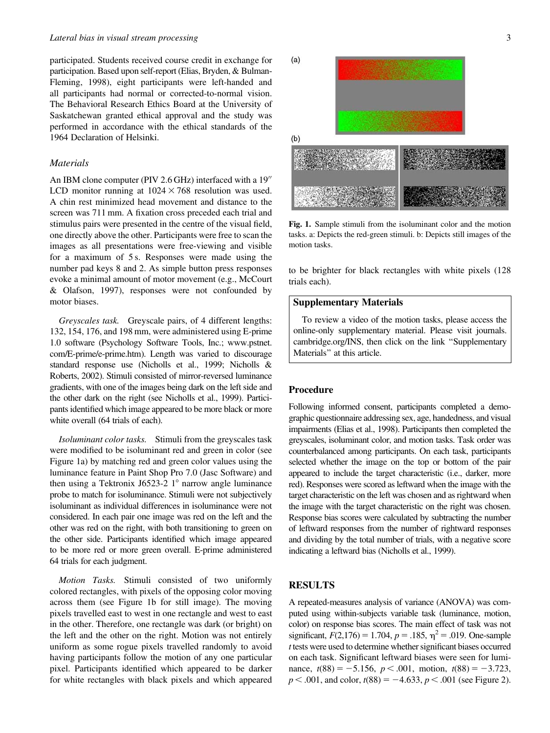participated. Students received course credit in exchange for participation. Based upon self-report (Elias, Bryden, & Bulman-Fleming, 1998), eight participants were left-handed and all participants had normal or corrected-to-normal vision. The Behavioral Research Ethics Board at the University of Saskatchewan granted ethical approval and the study was performed in accordance with the ethical standards of the 1964 Declaration of Helsinki.

### Materials

An IBM clone computer (PIV 2.6 GHz) interfaced with a 19″ LCD monitor running at 1024 × 768 resolution was used. A chin rest minimized head movement and distance to the screen was 711 mm. A fixation cross preceded each trial and stimulus pairs were presented in the centre of the visual field, one directly above the other. Participants were free to scan the images as all presentations were free-viewing and visible for a maximum of 5 s. Responses were made using the number pad keys 8 and 2. As simple button press responses evoke a minimal amount of motor movement (e.g., McCourt & Olafson, 1997), responses were not confounded by motor biases.

*Greyscales task.* Greyscale pairs, of 4 different lengths: 132, 154, 176, and 198 mm, were administered using E-prime 1.0 software (Psychology Software Tools, Inc.; www.pstnet.com/E-prime/e-prime.htm). Length was varied to discourage standard response use (Nicholls et al., 1999; Nicholls & Roberts, 2002). Stimuli consisted of mirror-reversed luminance gradients, with one of the images being dark on the left side and the other dark on the right (see Nicholls et al., 1999). Participants identified which image appeared to be more black or more white overall (64 trials of each).

*Isoluminant color tasks.* Stimuli from the greyscales task were modified to be isoluminant red and green in color (see Figure 1a) by matching red and green color values using the luminance feature in Paint Shop Pro 7.0 (Jasc Software) and then using a Tektronix J6523-2 1° narrow angle luminance probe to match for isoluminance. Stimuli were not subjectively isoluminant as individual differences in isoluminance were not considered. In each pair one image was red on the left and the other was red on the right, with both transitioning to green on the other side. Participants identified which image appeared to be more red or more green overall. E-prime administered 64 trials for each judgment.

*Motion Tasks.* Stimuli consisted of two uniformly colored rectangles, with pixels of the opposing color moving across them (see Figure 1b for still image). The moving pixels travelled east to west in one rectangle and west to east in the other. Therefore, one rectangle was dark (or bright) on the left and the other on the right. Motion was not entirely uniform as some rogue pixels travelled randomly to avoid having participants follow the motion of any one particular pixel. Participants identified which appeared to be darker for white rectangles with black pixels and which appeared to be brighter for black rectangles with white pixels (128 trials each).

**Fig. 1.** Sample stimuli from the isoluminant color and the motion tasks. a: Depicts the red-green stimuli. b: Depicts still images of the motion tasks.

> **Supplementary Materials**
>
> To review a video of the motion tasks, please access the online-only supplementary material. Please visit journals.cambridge.org/INS, then click on the link "Supplementary Materials" at this article.

### Procedure

Following informed consent, participants completed a demographic questionnaire addressing sex, age, handedness, and visual impairments (Elias et al., 1998). Participants then completed the greyscales, isoluminant color, and motion tasks. Task order was counterbalanced among participants. On each task, participants selected whether the image on the top or bottom of the pair appeared to include the target characteristic (i.e., darker, more red). Responses were scored as leftward when the image with the target characteristic on the left was chosen and as rightward when the image with the target characteristic on the right was chosen. Response bias scores were calculated by subtracting the number of leftward responses from the number of rightward responses and dividing by the total number of trials, with a negative score indicating a leftward bias (Nicholls et al., 1999).

## RESULTS

A repeated-measures analysis of variance (ANOVA) was computed using within-subjects variable task (luminance, motion, color) on response bias scores. The main effect of task was not significant, $F(2,176) = 1.704$, $p = .185$, $\eta^2 = .019$. One-sample *t* tests were used to determine whether significant biases occurred on each task. Significant leftward biases were seen for luminance, $t(88) = -5.156$, $p < .001$, motion, $t(88) = -3.723$, $p < .001$, and color, $t(88) = -4.633$, $p < .001$ (see Figure 2).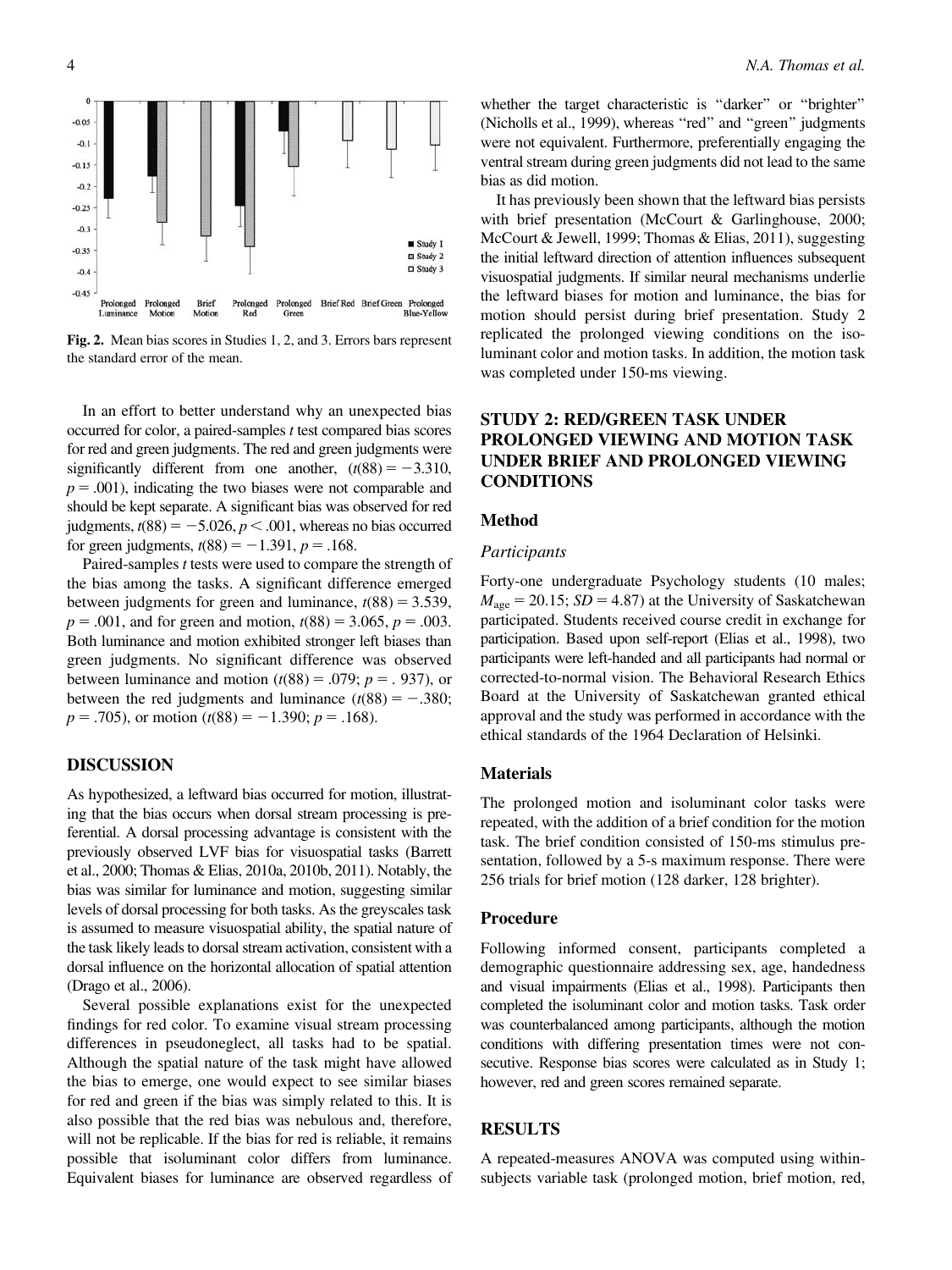Fig. 2. Mean bias scores in Studies 1, 2, and 3. Errors bars represent the standard error of the mean.

In an effort to better understand why an unexpected bias occurred for color, a paired-samples *t* test compared bias scores for red and green judgments. The red and green judgments were significantly different from one another, ($t(88) = -3.310$, $p = .001$), indicating the two biases were not comparable and should be kept separate. A significant bias was observed for red judgments, $t(88) = -5.026$, $p < .001$, whereas no bias occurred for green judgments, $t(88) = -1.391$, $p = .168$.

Paired-samples *t* tests were used to compare the strength of the bias among the tasks. A significant difference emerged between judgments for green and luminance, $t(88) = 3.539$, $p = .001$, and for green and motion, $t(88) = 3.065$, $p = .003$. Both luminance and motion exhibited stronger left biases than green judgments. No significant difference was observed between luminance and motion ($t(88) = .079$; $p = .937$), or between the red judgments and luminance ($t(88) = -.380$; $p = .705$), or motion ($t(88) = -1.390$; $p = .168$).

## DISCUSSION

As hypothesized, a leftward bias occurred for motion, illustrating that the bias occurs when dorsal stream processing is preferential. A dorsal processing advantage is consistent with the previously observed LVF bias for visuospatial tasks (Barrett et al., 2000; Thomas & Elias, 2010a, 2010b, 2011). Notably, the bias was similar for luminance and motion, suggesting similar levels of dorsal processing for both tasks. As the greyscales task is assumed to measure visuospatial ability, the spatial nature of the task likely leads to dorsal stream activation, consistent with a dorsal influence on the horizontal allocation of spatial attention (Drago et al., 2006).

Several possible explanations exist for the unexpected findings for red color. To examine visual stream processing differences in pseudoneglect, all tasks had to be spatial. Although the spatial nature of the task might have allowed the bias to emerge, one would expect to see similar biases for red and green if the bias was simply related to this. It is also possible that the red bias was nebulous and, therefore, will not be replicable. If the bias for red is reliable, it remains possible that isoluminant color differs from luminance. Equivalent biases for luminance are observed regardless of whether the target characteristic is "darker" or "brighter" (Nicholls et al., 1999), whereas "red" and "green" judgments were not equivalent. Furthermore, preferentially engaging the ventral stream during green judgments did not lead to the same bias as did motion.

It has previously been shown that the leftward bias persists with brief presentation (McCourt & Garlinghouse, 2000; McCourt & Jewell, 1999; Thomas & Elias, 2011), suggesting the initial leftward direction of attention influences subsequent visuospatial judgments. If similar neural mechanisms underlie the leftward biases for motion and luminance, the bias for motion should persist during brief presentation. Study 2 replicated the prolonged viewing conditions on the isoluminant color and motion tasks. In addition, the motion task was completed under 150-ms viewing.

## STUDY 2: RED/GREEN TASK UNDER PROLONGED VIEWING AND MOTION TASK UNDER BRIEF AND PROLONGED VIEWING CONDITIONS

### Method

#### *Participants*

Forty-one undergraduate Psychology students (10 males; $M_{age} = 20.15$; $SD = 4.87$) at the University of Saskatchewan participated. Students received course credit in exchange for participation. Based upon self-report (Elias et al., 1998), two participants were left-handed and all participants had normal or corrected-to-normal vision. The Behavioral Research Ethics Board at the University of Saskatchewan granted ethical approval and the study was performed in accordance with the ethical standards of the 1964 Declaration of Helsinki.

### Materials

The prolonged motion and isoluminant color tasks were repeated, with the addition of a brief condition for the motion task. The brief condition consisted of 150-ms stimulus presentation, followed by a 5-s maximum response. There were 256 trials for brief motion (128 darker, 128 brighter).

### Procedure

Following informed consent, participants completed a demographic questionnaire addressing sex, age, handedness and visual impairments (Elias et al., 1998). Participants then completed the isoluminant color and motion tasks. Task order was counterbalanced among participants, although the motion conditions with differing presentation times were not consecutive. Response bias scores were calculated as in Study 1; however, red and green scores remained separate.

## RESULTS

A repeated-measures ANOVA was computed using within-subjects variable task (prolonged motion, brief motion, red,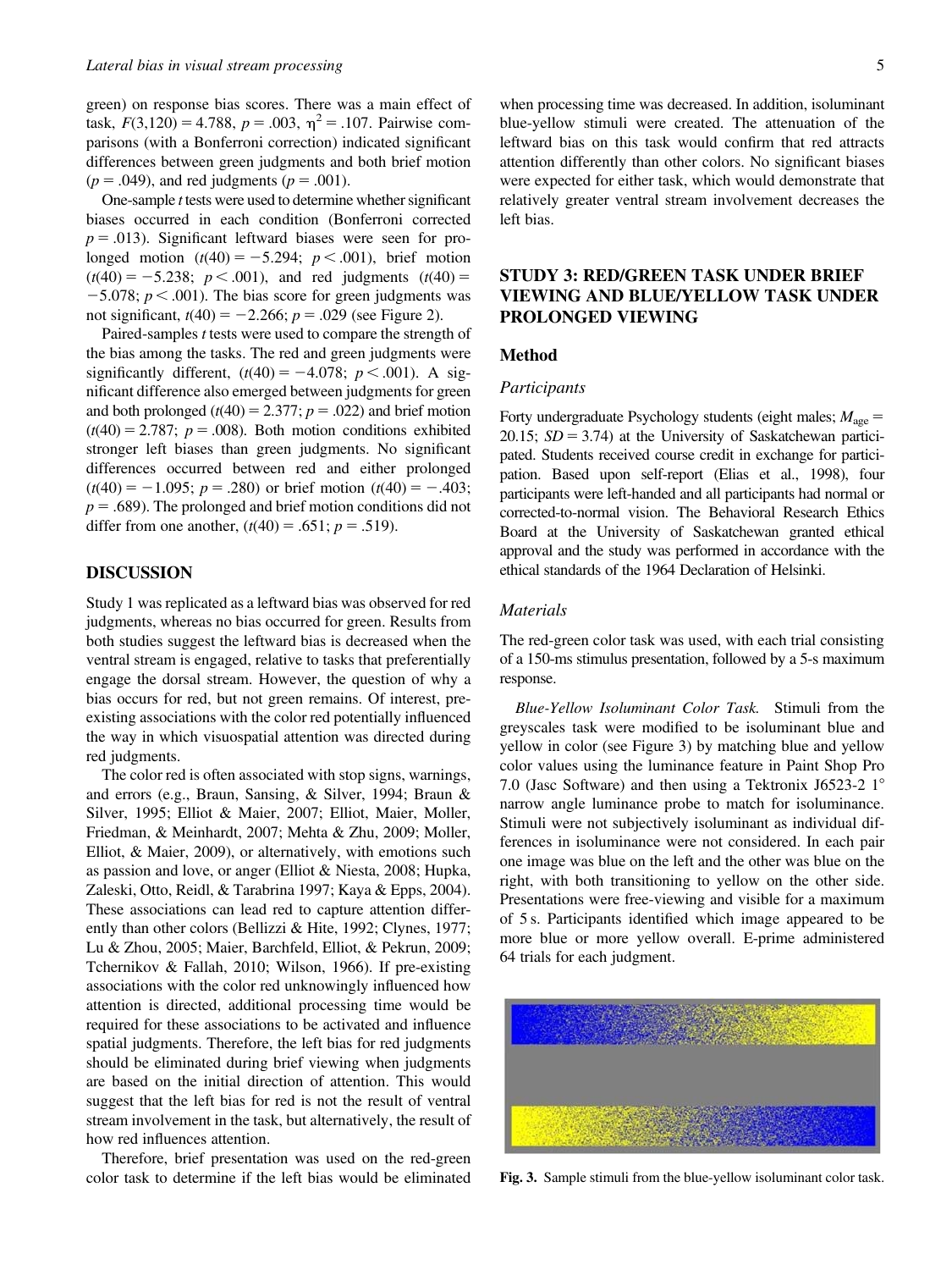green) on response bias scores. There was a main effect of task, $F(3,120) = 4.788$, $p = .003$, $\eta^2 = .107$. Pairwise comparisons (with a Bonferroni correction) indicated significant differences between green judgments and both brief motion ($p = .049$), and red judgments ($p = .001$).

One-sample *t* tests were used to determine whether significant biases occurred in each condition (Bonferroni corrected $p = .013$). Significant leftward biases were seen for prolonged motion ($t(40) = -5.294$; $p < .001$), brief motion ($t(40) = -5.238$; $p < .001$), and red judgments ($t(40) = -5.078$; $p < .001$). The bias score for green judgments was not significant, $t(40) = -2.266$; $p = .029$ (see Figure 2).

Paired-samples *t* tests were used to compare the strength of the bias among the tasks. The red and green judgments were significantly different, ($t(40) = -4.078$; $p < .001$). A significant difference also emerged between judgments for green and both prolonged ($t(40) = 2.377$; $p = .022$) and brief motion ($t(40) = 2.787$; $p = .008$). Both motion conditions exhibited stronger left biases than green judgments. No significant differences occurred between red and either prolonged ($t(40) = -1.095$; $p = .280$) or brief motion ($t(40) = -.403$; $p = .689$). The prolonged and brief motion conditions did not differ from one another, ($t(40) = .651$; $p = .519$).

## DISCUSSION

Study 1 was replicated as a leftward bias was observed for red judgments, whereas no bias occurred for green. Results from both studies suggest the leftward bias is decreased when the ventral stream is engaged, relative to tasks that preferentially engage the dorsal stream. However, the question of why a bias occurs for red, but not green remains. Of interest, pre-existing associations with the color red potentially influenced the way in which visuospatial attention was directed during red judgments.

The color red is often associated with stop signs, warnings, and errors (e.g., Braun, Sansing, & Silver, 1994; Braun & Silver, 1995; Elliot & Maier, 2007; Elliot, Maier, Moller, Friedman, & Meinhardt, 2007; Mehta & Zhu, 2009; Moller, Elliot, & Maier, 2009), or alternatively, with emotions such as passion and love, or anger (Elliot & Niesta, 2008; Hupka, Zaleski, Otto, Reidl, & Tarabrina 1997; Kaya & Epps, 2004). These associations can lead red to capture attention differently than other colors (Bellizzi & Hite, 1992; Clynes, 1977; Lu & Zhou, 2005; Maier, Barchfeld, Elliot, & Pekrun, 2009; Tchernikov & Fallah, 2010; Wilson, 1966). If pre-existing associations with the color red unknowingly influenced how attention is directed, additional processing time would be required for these associations to be activated and influence spatial judgments. Therefore, the left bias for red judgments should be eliminated during brief viewing when judgments are based on the initial direction of attention. This would suggest that the left bias for red is not the result of ventral stream involvement in the task, but alternatively, the result of how red influences attention.

Therefore, brief presentation was used on the red-green color task to determine if the left bias would be eliminated when processing time was decreased. In addition, isoluminant blue-yellow stimuli were created. The attenuation of the leftward bias on this task would confirm that red attracts attention differently than other colors. No significant biases were expected for either task, which would demonstrate that relatively greater ventral stream involvement decreases the left bias.

## STUDY 3: RED/GREEN TASK UNDER BRIEF VIEWING AND BLUE/YELLOW TASK UNDER PROLONGED VIEWING

### Method

#### *Participants*

Forty undergraduate Psychology students (eight males; $M_{age} = 20.15$; $SD = 3.74$) at the University of Saskatchewan participated. Students received course credit in exchange for participation. Based upon self-report (Elias et al., 1998), four participants were left-handed and all participants had normal or corrected-to-normal vision. The Behavioral Research Ethics Board at the University of Saskatchewan granted ethical approval and the study was performed in accordance with the ethical standards of the 1964 Declaration of Helsinki.

#### *Materials*

The red-green color task was used, with each trial consisting of a 150-ms stimulus presentation, followed by a 5-s maximum response.

*Blue-Yellow Isoluminant Color Task.* Stimuli from the greyscales task were modified to be isoluminant blue and yellow in color (see Figure 3) by matching blue and yellow color values using the luminance feature in Paint Shop Pro 7.0 (Jasc Software) and then using a Tektronix J6523-2 1° narrow angle luminance probe to match for isoluminance. Stimuli were not subjectively isoluminant as individual differences in isoluminance were not considered. In each pair one image was blue on the left and the other was blue on the right, with both transitioning to yellow on the other side. Presentations were free-viewing and visible for a maximum of 5 s. Participants identified which image appeared to be more blue or more yellow overall. E-prime administered 64 trials for each judgment.

**Fig. 3.** Sample stimuli from the blue-yellow isoluminant color task.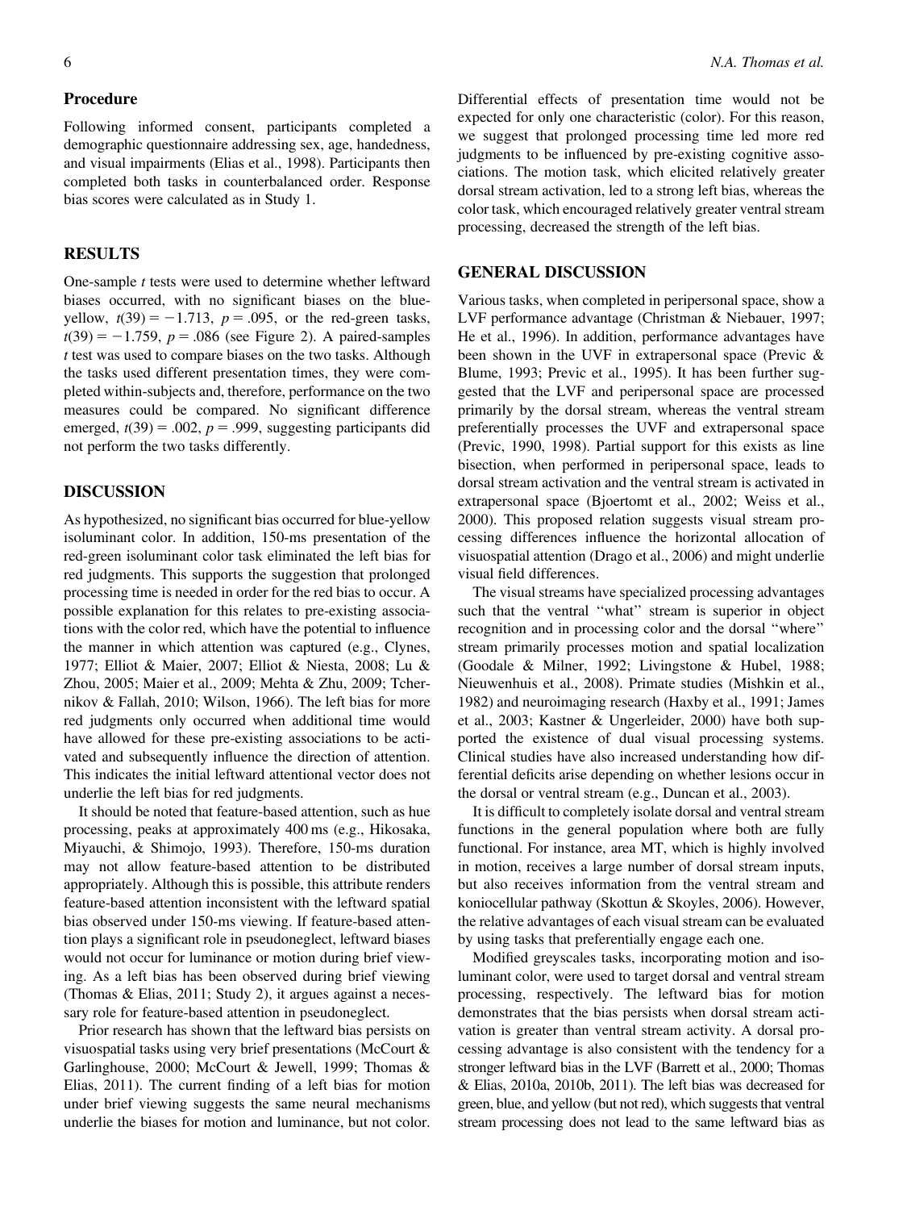### Procedure

Following informed consent, participants completed a demographic questionnaire addressing sex, age, handedness, and visual impairments (Elias et al., 1998). Participants then completed both tasks in counterbalanced order. Response bias scores were calculated as in Study 1.

### RESULTS

One-sample *t* tests were used to determine whether leftward biases occurred, with no significant biases on the blue-yellow, $t(39) = -1.713$, $p = .095$, or the red-green tasks, $t(39) = -1.759$, $p = .086$ (see Figure 2). A paired-samples *t* test was used to compare biases on the two tasks. Although the tasks used different presentation times, they were completed within-subjects and, therefore, performance on the two measures could be compared. No significant difference emerged, $t(39) = .002$, $p = .999$, suggesting participants did not perform the two tasks differently.

### DISCUSSION

As hypothesized, no significant bias occurred for blue-yellow isoluminant color. In addition, 150-ms presentation of the red-green isoluminant color task eliminated the left bias for red judgments. This supports the suggestion that prolonged processing time is needed in order for the red bias to occur. A possible explanation for this relates to pre-existing associations with the color red, which have the potential to influence the manner in which attention was captured (e.g., Clynes, 1977; Elliot & Maier, 2007; Elliot & Niesta, 2008; Lu & Zhou, 2005; Maier et al., 2009; Mehta & Zhu, 2009; Tchernikov & Fallah, 2010; Wilson, 1966). The left bias for more red judgments only occurred when additional time would have allowed for these pre-existing associations to be activated and subsequently influence the direction of attention. This indicates the initial leftward attentional vector does not underlie the left bias for red judgments.

It should be noted that feature-based attention, such as hue processing, peaks at approximately 400 ms (e.g., Hikosaka, Miyauchi, & Shimojo, 1993). Therefore, 150-ms duration may not allow feature-based attention to be distributed appropriately. Although this is possible, this attribute renders feature-based attention inconsistent with the leftward spatial bias observed under 150-ms viewing. If feature-based attention plays a significant role in pseudoneglect, leftward biases would not occur for luminance or motion during brief viewing. As a left bias has been observed during brief viewing (Thomas & Elias, 2011; Study 2), it argues against a necessary role for feature-based attention in pseudoneglect.

Prior research has shown that the leftward bias persists on visuospatial tasks using very brief presentations (McCourt & Garlinghouse, 2000; McCourt & Jewell, 1999; Thomas & Elias, 2011). The current finding of a left bias for motion under brief viewing suggests the same neural mechanisms underlie the biases for motion and luminance, but not color. Differential effects of presentation time would not be expected for only one characteristic (color). For this reason, we suggest that prolonged processing time led more red judgments to be influenced by pre-existing cognitive associations. The motion task, which elicited relatively greater dorsal stream activation, led to a strong left bias, whereas the color task, which encouraged relatively greater ventral stream processing, decreased the strength of the left bias.

## GENERAL DISCUSSION

Various tasks, when completed in peripersonal space, show a LVF performance advantage (Christman & Niebauer, 1997; He et al., 1996). In addition, performance advantages have been shown in the UVF in extrapersonal space (Previc & Blume, 1993; Previc et al., 1995). It has been further suggested that the LVF and peripersonal space are processed primarily by the dorsal stream, whereas the ventral stream preferentially processes the UVF and extrapersonal space (Previc, 1990, 1998). Partial support for this exists as line bisection, when performed in peripersonal space, leads to dorsal stream activation and the ventral stream is activated in extrapersonal space (Bjoertomt et al., 2002; Weiss et al., 2000). This proposed relation suggests visual stream processing differences influence the horizontal allocation of visuospatial attention (Drago et al., 2006) and might underlie visual field differences.

The visual streams have specialized processing advantages such that the ventral "what" stream is superior in object recognition and in processing color and the dorsal "where" stream primarily processes motion and spatial localization (Goodale & Milner, 1992; Livingstone & Hubel, 1988; Nieuwenhuis et al., 2008). Primate studies (Mishkin et al., 1982) and neuroimaging research (Haxby et al., 1991; James et al., 2003; Kastner & Ungerleider, 2000) have both supported the existence of dual visual processing systems. Clinical studies have also increased understanding how differential deficits arise depending on whether lesions occur in the dorsal or ventral stream (e.g., Duncan et al., 2003).

It is difficult to completely isolate dorsal and ventral stream functions in the general population where both are fully functional. For instance, area MT, which is highly involved in motion, receives a large number of dorsal stream inputs, but also receives information from the ventral stream and koniocellular pathway (Skottun & Skoyles, 2006). However, the relative advantages of each visual stream can be evaluated by using tasks that preferentially engage each one.

Modified greyscales tasks, incorporating motion and isoluminant color, were used to target dorsal and ventral stream processing, respectively. The leftward bias for motion demonstrates that the bias persists when dorsal stream activation is greater than ventral stream activity. A dorsal processing advantage is also consistent with the tendency for a stronger leftward bias in the LVF (Barrett et al., 2000; Thomas & Elias, 2010a, 2010b, 2011). The left bias was decreased for green, blue, and yellow (but not red), which suggests that ventral stream processing does not lead to the same leftward bias as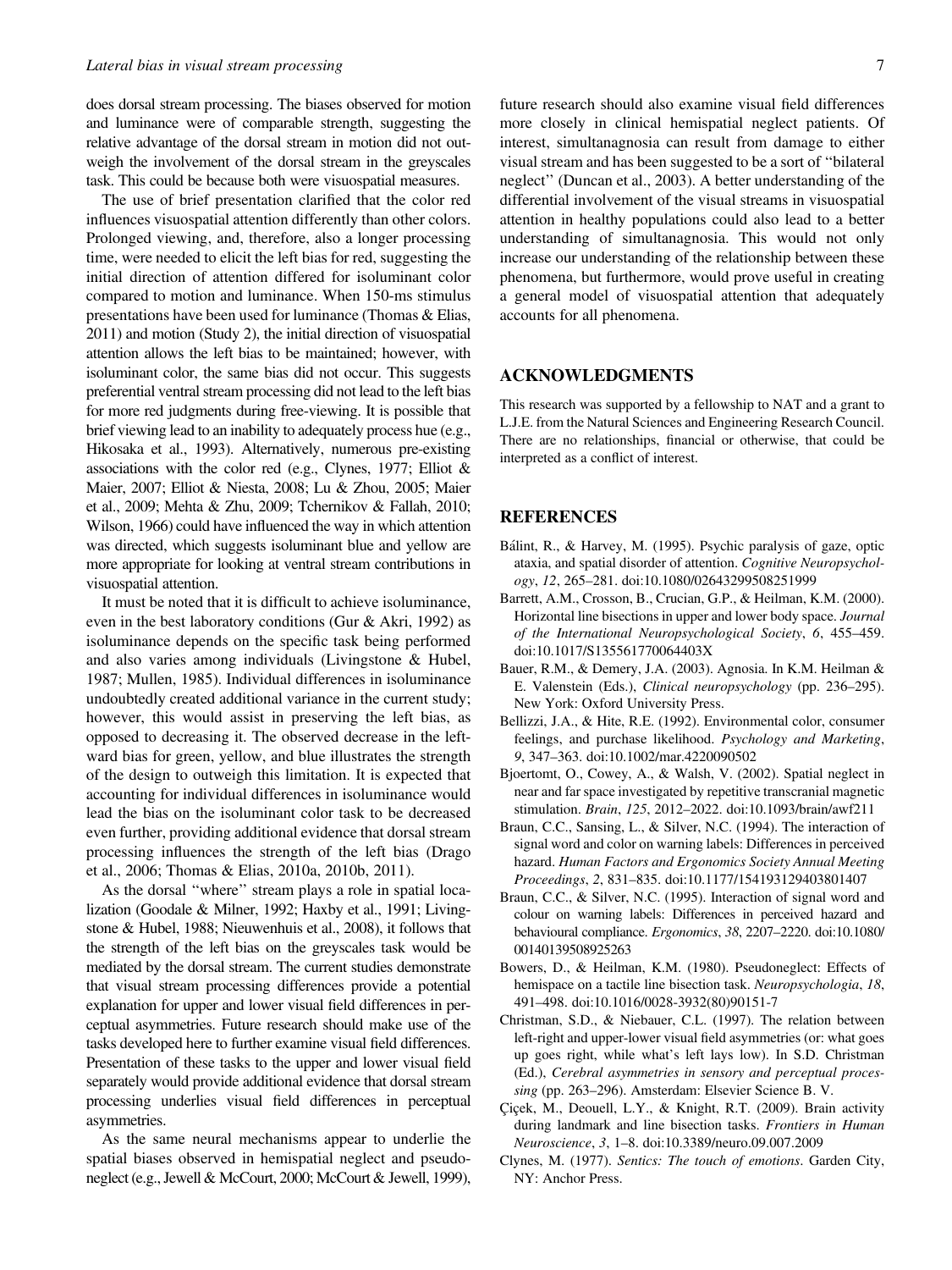does dorsal stream processing. The biases observed for motion and luminance were of comparable strength, suggesting the relative advantage of the dorsal stream in motion did not outweigh the involvement of the dorsal stream in the greyscales task. This could be because both were visuospatial measures.

The use of brief presentation clarified that the color red influences visuospatial attention differently than other colors. Prolonged viewing, and, therefore, also a longer processing time, were needed to elicit the left bias for red, suggesting the initial direction of attention differed for isoluminant color compared to motion and luminance. When 150-ms stimulus presentations have been used for luminance (Thomas & Elias, 2011) and motion (Study 2), the initial direction of visuospatial attention allows the left bias to be maintained; however, with isoluminant color, the same bias did not occur. This suggests preferential ventral stream processing did not lead to the left bias for more red judgments during free-viewing. It is possible that brief viewing lead to an inability to adequately process hue (e.g., Hikosaka et al., 1993). Alternatively, numerous pre-existing associations with the color red (e.g., Clynes, 1977; Elliot & Maier, 2007; Elliot & Niesta, 2008; Lu & Zhou, 2005; Maier et al., 2009; Mehta & Zhu, 2009; Tchernikov & Fallah, 2010; Wilson, 1966) could have influenced the way in which attention was directed, which suggests isoluminant blue and yellow are more appropriate for looking at ventral stream contributions in visuospatial attention.

It must be noted that it is difficult to achieve isoluminance, even in the best laboratory conditions (Gur & Akri, 1992) as isoluminance depends on the specific task being performed and also varies among individuals (Livingstone & Hubel, 1987; Mullen, 1985). Individual differences in isoluminance undoubtedly created additional variance in the current study; however, this would assist in preserving the left bias, as opposed to decreasing it. The observed decrease in the leftward bias for green, yellow, and blue illustrates the strength of the design to outweigh this limitation. It is expected that accounting for individual differences in isoluminance would lead the bias on the isoluminant color task to be decreased even further, providing additional evidence that dorsal stream processing influences the strength of the left bias (Drago et al., 2006; Thomas & Elias, 2010a, 2010b, 2011).

As the dorsal "where" stream plays a role in spatial localization (Goodale & Milner, 1992; Haxby et al., 1991; Livingstone & Hubel, 1988; Nieuwenhuis et al., 2008), it follows that the strength of the left bias on the greyscales task would be mediated by the dorsal stream. The current studies demonstrate that visual stream processing differences provide a potential explanation for upper and lower visual field differences in perceptual asymmetries. Future research should make use of the tasks developed here to further examine visual field differences. Presentation of these tasks to the upper and lower visual field separately would provide additional evidence that dorsal stream processing underlies visual field differences in perceptual asymmetries.

As the same neural mechanisms appear to underlie the spatial biases observed in hemispatial neglect and pseudoneglect (e.g., Jewell & McCourt, 2000; McCourt & Jewell, 1999), future research should also examine visual field differences more closely in clinical hemispatial neglect patients. Of interest, simultanagnosia can result from damage to either visual stream and has been suggested to be a sort of "bilateral neglect" (Duncan et al., 2003). A better understanding of the differential involvement of the visual streams in visuospatial attention in healthy populations could also lead to a better understanding of simultanagnosia. This would not only increase our understanding of the relationship between these phenomena, but furthermore, would prove useful in creating a general model of visuospatial attention that adequately accounts for all phenomena.

## ACKNOWLEDGMENTS

This research was supported by a fellowship to NAT and a grant to L.J.E. from the Natural Sciences and Engineering Research Council. There are no relationships, financial or otherwise, that could be interpreted as a conflict of interest.

## REFERENCES

Bálint, R., & Harvey, M. (1995). Psychic paralysis of gaze, optic ataxia, and spatial disorder of attention. *Cognitive Neuropsychology*, *12*, 265–281. doi:10.1080/02643299508251999

Barrett, A.M., Crosson, B., Crucian, G.P., & Heilman, K.M. (2000). Horizontal line bisections in upper and lower body space. *Journal of the International Neuropsychological Society*, *6*, 455–459. doi:10.1017/S135561770064403X

Bauer, R.M., & Demery, J.A. (2003). Agnosia. In K.M. Heilman & E. Valenstein (Eds.), *Clinical neuropsychology* (pp. 236–295). New York: Oxford University Press.

Bellizzi, J.A., & Hite, R.E. (1992). Environmental color, consumer feelings, and purchase likelihood. *Psychology and Marketing*, *9*, 347–363. doi:10.1002/mar.4220090502

Bjoertomt, O., Cowey, A., & Walsh, V. (2002). Spatial neglect in near and far space investigated by repetitive transcranial magnetic stimulation. *Brain*, *125*, 2012–2022. doi:10.1093/brain/awf211

Braun, C.C., Sansing, L., & Silver, N.C. (1994). The interaction of signal word and color on warning labels: Differences in perceived hazard. *Human Factors and Ergonomics Society Annual Meeting Proceedings*, *2*, 831–835. doi:10.1177/154193129403801407

Braun, C.C., & Silver, N.C. (1995). Interaction of signal word and colour on warning labels: Differences in perceived hazard and behavioural compliance. *Ergonomics*, *38*, 2207–2220. doi:10.1080/00140139508925263

Bowers, D., & Heilman, K.M. (1980). Pseudoneglect: Effects of hemispace on a tactile line bisection task. *Neuropsychologia*, *18*, 491–498. doi:10.1016/0028-3932(80)90151-7

Christman, S.D., & Niebauer, C.L. (1997). The relation between left-right and upper-lower visual field asymmetries (or: what goes up goes right, while what's left lays low). In S.D. Christman (Ed.), *Cerebral asymmetries in sensory and perceptual processing* (pp. 263–296). Amsterdam: Elsevier Science B. V.

Çiçek, M., Deouell, L.Y., & Knight, R.T. (2009). Brain activity during landmark and line bisection tasks. *Frontiers in Human Neuroscience*, *3*, 1–8. doi:10.3389/neuro.09.007.2009

Clynes, M. (1977). *Sentics: The touch of emotions*. Garden City, NY: Anchor Press.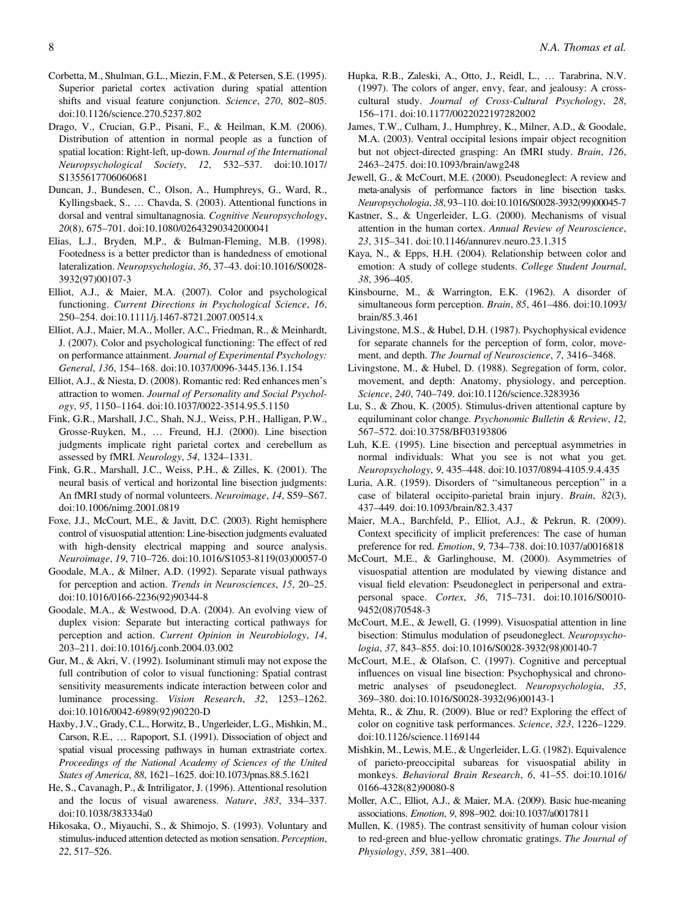Corbetta, M., Shulman, G.L., Miezin, F.M., & Petersen, S.E. (1995). Superior parietal cortex activation during spatial attention shifts and visual feature conjunction. *Science*, *270*, 802–805. doi:10.1126/science.270.5237.802

Drago, V., Crucian, G.P., Pisani, F., & Heilman, K.M. (2006). Distribution of attention in normal people as a function of spatial location: Right-left, up-down. *Journal of the International Neuropsychological Society*, *12*, 532–537. doi:10.1017/S1355617706060681

Duncan, J., Bundesen, C., Olson, A., Humphreys, G., Ward, R., Kyllingsbaek, S., … Chavda, S. (2003). Attentional functions in dorsal and ventral simultanagnosia. *Cognitive Neuropsychology*, *20*(8), 675–701. doi:10.1080/02643290342000041

Elias, L.J., Bryden, M.P., & Bulman-Fleming, M.B. (1998). Footedness is a better predictor than is handedness of emotional lateralization. *Neuropsychologia*, *36*, 37–43. doi:10.1016/S0028-3932(97)00107-3

Elliot, A.J., & Maier, M.A. (2007). Color and psychological functioning. *Current Directions in Psychological Science*, *16*, 250–254. doi:10.1111/j.1467-8721.2007.00514.x

Elliot, A.J., Maier, M.A., Moller, A.C., Friedman, R., & Meinhardt, J. (2007). Color and psychological functioning: The effect of red on performance attainment. *Journal of Experimental Psychology: General*, *136*, 154–168. doi:10.1037/0096-3445.136.1.154

Elliot, A.J., & Niesta, D. (2008). Romantic red: Red enhances men's attraction to women. *Journal of Personality and Social Psychology*, *95*, 1150–1164. doi:10.1037/0022-3514.95.5.1150

Fink, G.R., Marshall, J.C., Shah, N.J., Weiss, P.H., Halligan, P.W., Grosse-Ruyken, M., … Freund, H.J. (2000). Line bisection judgments implicate right parietal cortex and cerebellum as assessed by fMRI. *Neurology*, *54*, 1324–1331.

Fink, G.R., Marshall, J.C., Weiss, P.H., & Zilles, K. (2001). The neural basis of vertical and horizontal line bisection judgments: An fMRI study of normal volunteers. *Neuroimage*, *14*, S59–S67. doi:10.1006/nimg.2001.0819

Foxe, J.J., McCourt, M.E., & Javitt, D.C. (2003). Right hemisphere control of visuospatial attention: Line-bisection judgments evaluated with high-density electrical mapping and source analysis. *Neuroimage*, *19*, 710–726. doi:10.1016/S1053-8119(03)00057-0

Goodale, M.A., & Milner, A.D. (1992). Separate visual pathways for perception and action. *Trends in Neurosciences*, *15*, 20–25. doi:10.1016/0166-2236(92)90344-8

Goodale, M.A., & Westwood, D.A. (2004). An evolving view of duplex vision: Separate but interacting cortical pathways for perception and action. *Current Opinion in Neurobiology*, *14*, 203–211. doi:10.1016/j.conb.2004.03.002

Gur, M., & Akri, V. (1992). Isoluminant stimuli may not expose the full contribution of color to visual functioning: Spatial contrast sensitivity measurements indicate interaction between color and luminance processing. *Vision Research*, *32*, 1253–1262. doi:10.1016/0042-6989(92)90220-D

Haxby, J.V., Grady, C.L., Horwitz, B., Ungerleider, L.G., Mishkin, M., Carson, R.E., … Rapoport, S.I. (1991). Dissociation of object and spatial visual processing pathways in human extrastriate cortex. *Proceedings of the National Academy of Sciences of the United States of America*, *88*, 1621–1625. doi:10.1073/pnas.88.5.1621

He, S., Cavanagh, P., & Intriligator, J. (1996). Attentional resolution and the locus of visual awareness. *Nature*, *383*, 334–337. doi:10.1038/383334a0

Hikosaka, O., Miyauchi, S., & Shimojo, S. (1993). Voluntary and stimulus-induced attention detected as motion sensation. *Perception*, *22*, 517–526.

Hupka, R.B., Zaleski, A., Otto, J., Reidl, L., … Tarabrina, N.V. (1997). The colors of anger, envy, fear, and jealousy: A cross-cultural study. *Journal of Cross-Cultural Psychology*, *28*, 156–171. doi:10.1177/0022022197282002

James, T.W., Culham, J., Humphrey, K., Milner, A.D., & Goodale, M.A. (2003). Ventral occipital lesions impair object recognition but not object-directed grasping: An fMRI study. *Brain*, *126*, 2463–2475. doi:10.1093/brain/awg248

Jewell, G., & McCourt, M.E. (2000). Pseudoneglect: A review and meta-analysis of performance factors in line bisection tasks. *Neuropsychologia*, *38*, 93–110. doi:10.1016/S0028-3932(99)00045-7

Kastner, S., & Ungerleider, L.G. (2000). Mechanisms of visual attention in the human cortex. *Annual Review of Neuroscience*, *23*, 315–341. doi:10.1146/annurev.neuro.23.1.315

Kaya, N., & Epps, H.H. (2004). Relationship between color and emotion: A study of college students. *College Student Journal*, *38*, 396–405.

Kinsbourne, M., & Warrington, E.K. (1962). A disorder of simultaneous form perception. *Brain*, *85*, 461–486. doi:10.1093/brain/85.3.461

Livingstone, M.S., & Hubel, D.H. (1987). Psychophysical evidence for separate channels for the perception of form, color, movement, and depth. *The Journal of Neuroscience*, *7*, 3416–3468.

Livingstone, M., & Hubel, D. (1988). Segregation of form, color, movement, and depth: Anatomy, physiology, and perception. *Science*, *240*, 740–749. doi:10.1126/science.3283936

Lu, S., & Zhou, K. (2005). Stimulus-driven attentional capture by equiluminant color change. *Psychonomic Bulletin & Review*, *12*, 567–572. doi:10.3758/BF03193806

Luh, K.E. (1995). Line bisection and perceptual asymmetries in normal individuals: What you see is not what you get. *Neuropsychology*, *9*, 435–448. doi:10.1037/0894-4105.9.4.435

Luria, A.R. (1959). Disorders of "simultaneous perception" in a case of bilateral occipito-parietal brain injury. *Brain*, *82*(3), 437–449. doi:10.1093/brain/82.3.437

Maier, M.A., Barchfeld, P., Elliot, A.J., & Pekrun, R. (2009). Context specificity of implicit preferences: The case of human preference for red. *Emotion*, *9*, 734–738. doi:10.1037/a0016818

McCourt, M.E., & Garlinghouse, M. (2000). Asymmetries of visuospatial attention are modulated by viewing distance and visual field elevation: Pseudoneglect in peripersonal and extrapersonal space. *Cortex*, *36*, 715–731. doi:10.1016/S0010-9452(08)70548-3

McCourt, M.E., & Jewell, G. (1999). Visuospatial attention in line bisection: Stimulus modulation of pseudoneglect. *Neuropsychologia*, *37*, 843–855. doi:10.1016/S0028-3932(98)00140-7

McCourt, M.E., & Olafson, C. (1997). Cognitive and perceptual influences on visual line bisection: Psychophysical and chronometric analyses of pseudoneglect. *Neuropsychologia*, *35*, 369–380. doi:10.1016/S0028-3932(96)00143-1

Mehta, R., & Zhu, R. (2009). Blue or red? Exploring the effect of color on cognitive task performances. *Science*, *323*, 1226–1229. doi:10.1126/science.1169144

Mishkin, M., Lewis, M.E., & Ungerleider, L.G. (1982). Equivalence of parieto-preoccipital subareas for visuospatial ability in monkeys. *Behavioral Brain Research*, *6*, 41–55. doi:10.1016/0166-4328(82)90080-8

Moller, A.C., Elliot, A.J., & Maier, M.A. (2009). Basic hue-meaning associations. *Emotion*, *9*, 898–902. doi:10.1037/a0017811

Mullen, K. (1985). The contrast sensitivity of human colour vision to red-green and blue-yellow chromatic gratings. *The Journal of Physiology*, *359*, 381–400.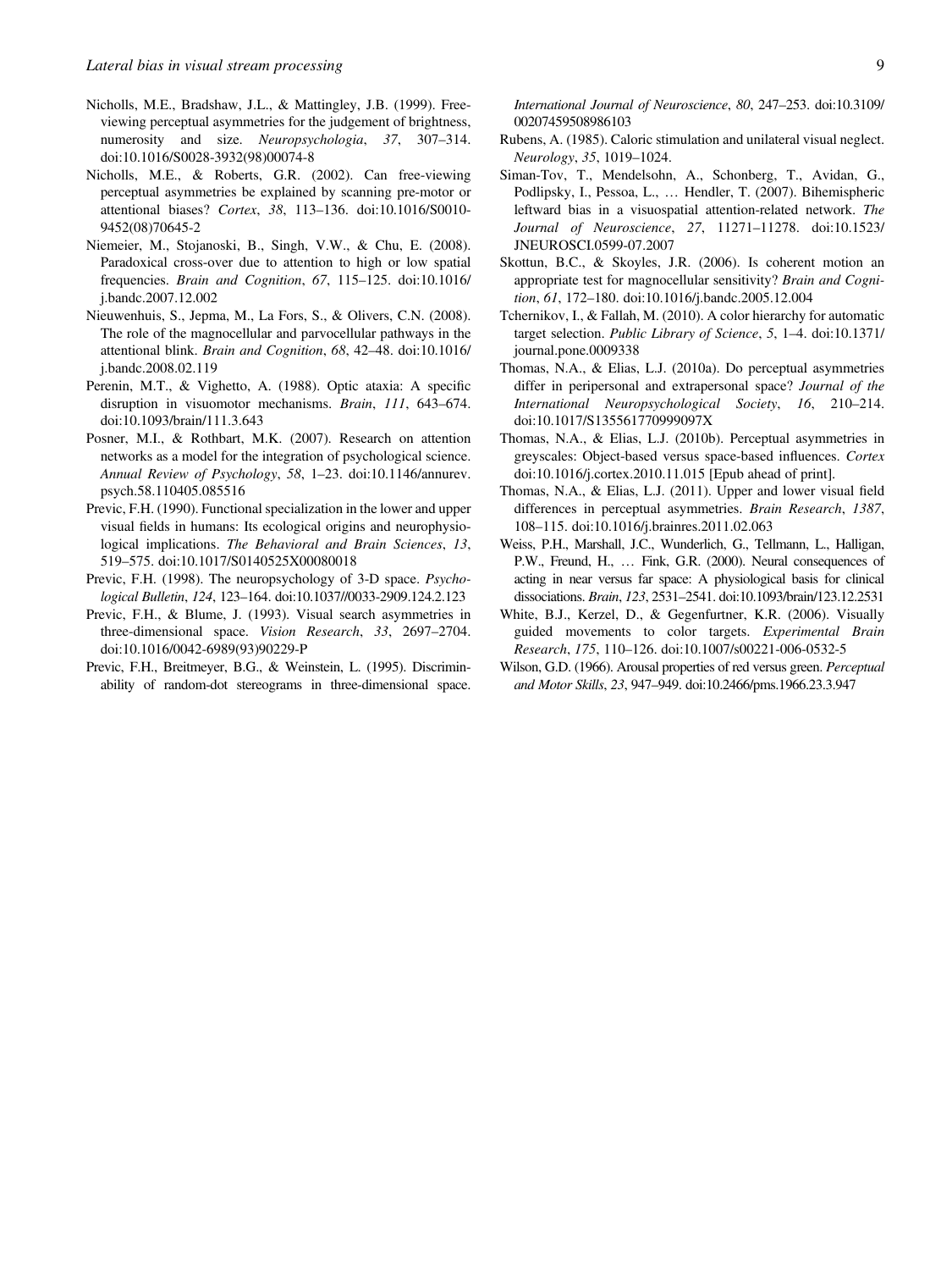Nicholls, M.E., Bradshaw, J.L., & Mattingley, J.B. (1999). Free-viewing perceptual asymmetries for the judgement of brightness, numerosity and size. *Neuropsychologia*, *37*, 307–314. doi:10.1016/S0028-3932(98)00074-8

Nicholls, M.E., & Roberts, G.R. (2002). Can free-viewing perceptual asymmetries be explained by scanning pre-motor or attentional biases? *Cortex*, *38*, 113–136. doi:10.1016/S0010-9452(08)70645-2

Niemeier, M., Stojanoski, B., Singh, V.W., & Chu, E. (2008). Paradoxical cross-over due to attention to high or low spatial frequencies. *Brain and Cognition*, *67*, 115–125. doi:10.1016/j.bandc.2007.12.002

Nieuwenhuis, S., Jepma, M., La Fors, S., & Olivers, C.N. (2008). The role of the magnocellular and parvocellular pathways in the attentional blink. *Brain and Cognition*, *68*, 42–48. doi:10.1016/j.bandc.2008.02.119

Perenin, M.T., & Vighetto, A. (1988). Optic ataxia: A specific disruption in visuomotor mechanisms. *Brain*, *111*, 643–674. doi:10.1093/brain/111.3.643

Posner, M.I., & Rothbart, M.K. (2007). Research on attention networks as a model for the integration of psychological science. *Annual Review of Psychology*, *58*, 1–23. doi:10.1146/annurev.psych.58.110405.085516

Previc, F.H. (1990). Functional specialization in the lower and upper visual fields in humans: Its ecological origins and neurophysiological implications. *The Behavioral and Brain Sciences*, *13*, 519–575. doi:10.1017/S0140525X00080018

Previc, F.H. (1998). The neuropsychology of 3-D space. *Psychological Bulletin*, *124*, 123–164. doi:10.1037//0033-2909.124.2.123

Previc, F.H., & Blume, J. (1993). Visual search asymmetries in three-dimensional space. *Vision Research*, *33*, 2697–2704. doi:10.1016/0042-6989(93)90229-P

Previc, F.H., Breitmeyer, B.G., & Weinstein, L. (1995). Discriminability of random-dot stereograms in three-dimensional space. *International Journal of Neuroscience*, *80*, 247–253. doi:10.3109/00207459508986103

Rubens, A. (1985). Caloric stimulation and unilateral visual neglect. *Neurology*, *35*, 1019–1024.

Siman-Tov, T., Mendelsohn, A., Schonberg, T., Avidan, G., Podlipsky, I., Pessoa, L., … Hendler, T. (2007). Bihemispheric leftward bias in a visuospatial attention-related network. *The Journal of Neuroscience*, *27*, 11271–11278. doi:10.1523/JNEUROSCI.0599-07.2007

Skottun, B.C., & Skoyles, J.R. (2006). Is coherent motion an appropriate test for magnocellular sensitivity? *Brain and Cognition*, *61*, 172–180. doi:10.1016/j.bandc.2005.12.004

Tchernikov, I., & Fallah, M. (2010). A color hierarchy for automatic target selection. *Public Library of Science*, *5*, 1–4. doi:10.1371/journal.pone.0009338

Thomas, N.A., & Elias, L.J. (2010a). Do perceptual asymmetries differ in peripersonal and extrapersonal space? *Journal of the International Neuropsychological Society*, *16*, 210–214. doi:10.1017/S135561770999097X

Thomas, N.A., & Elias, L.J. (2010b). Perceptual asymmetries in greyscales: Object-based versus space-based influences. *Cortex* doi:10.1016/j.cortex.2010.11.015 [Epub ahead of print].

Thomas, N.A., & Elias, L.J. (2011). Upper and lower visual field differences in perceptual asymmetries. *Brain Research*, *1387*, 108–115. doi:10.1016/j.brainres.2011.02.063

Weiss, P.H., Marshall, J.C., Wunderlich, G., Tellmann, L., Halligan, P.W., Freund, H., … Fink, G.R. (2000). Neural consequences of acting in near versus far space: A physiological basis for clinical dissociations. *Brain*, *123*, 2531–2541. doi:10.1093/brain/123.12.2531

White, B.J., Kerzel, D., & Gegenfurtner, K.R. (2006). Visually guided movements to color targets. *Experimental Brain Research*, *175*, 110–126. doi:10.1007/s00221-006-0532-5

Wilson, G.D. (1966). Arousal properties of red versus green. *Perceptual and Motor Skills*, *23*, 947–949. doi:10.2466/pms.1966.23.3.947